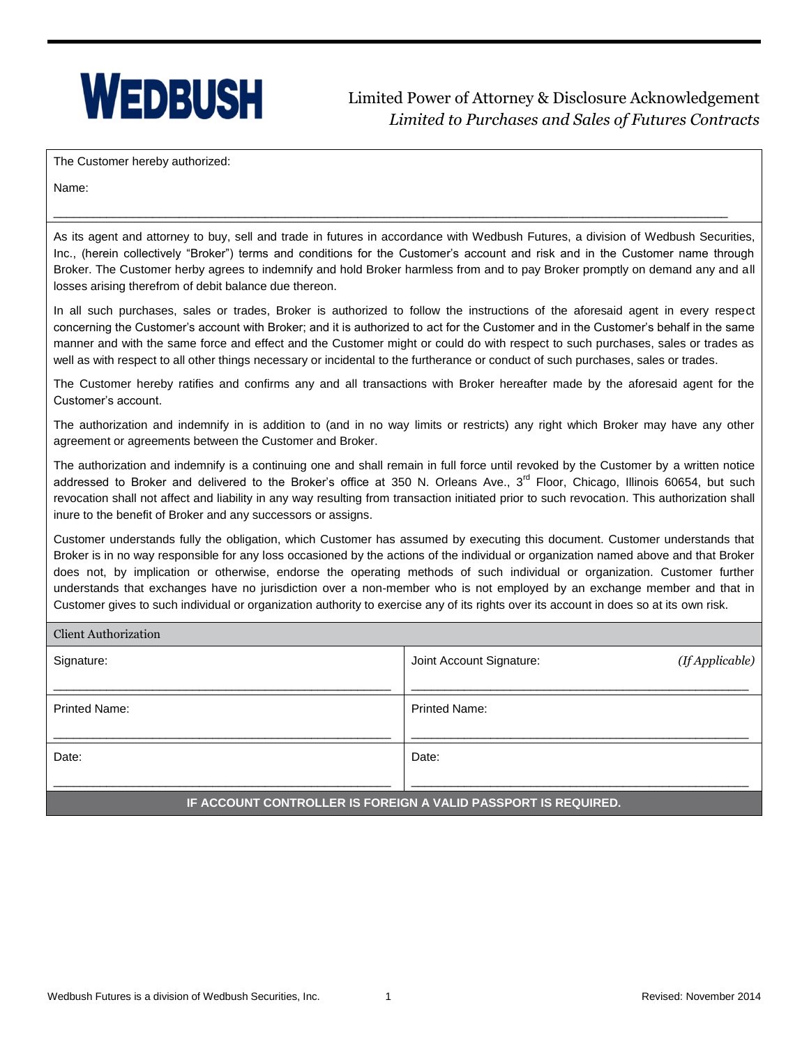# WEDBUSH

## Limited Power of Attorney & Disclosure Acknowledgement

*Limited to Purchases and Sales of Futures Contracts*

The Customer hereby authorized:

Name:

______________________________________________________________________________________

As its agent and attorney to buy, sell and trade in futures in accordance with Wedbush Futures, a division of Wedbush Securities, Inc., (herein collectively "Broker") terms and conditions for the Customer's account and risk and in the Customer name through Broker. The Customer herby agrees to indemnify and hold Broker harmless from and to pay Broker promptly on demand any and all losses arising therefrom of debit balance due thereon.

In all such purchases, sales or trades, Broker is authorized to follow the instructions of the aforesaid agent in every respect concerning the Customer's account with Broker; and it is authorized to act for the Customer and in the Customer's behalf in the same manner and with the same force and effect and the Customer might or could do with respect to such purchases, sales or trades as well as with respect to all other things necessary or incidental to the furtherance or conduct of such purchases, sales or trades.

The Customer hereby ratifies and confirms any and all transactions with Broker hereafter made by the aforesaid agent for the Customer's account.

The authorization and indemnify in is addition to (and in no way limits or restricts) any right which Broker may have any other agreement or agreements between the Customer and Broker.

The authorization and indemnify is a continuing one and shall remain in full force until revoked by the Customer by a written notice addressed to Broker and delivered to the Broker's office at 350 N. Orleans Ave., 3rd Floor, Chicago, Illinois 60654, but such revocation shall not affect and liability in any way resulting from transaction initiated prior to such revocation. This authorization shall inure to the benefit of Broker and any successors or assigns.

Customer understands fully the obligation, which Customer has assumed by executing this document. Customer understands that Broker is in no way responsible for any loss occasioned by the actions of the individual or organization named above and that Broker does not, by implication or otherwise, endorse the operating methods of such individual or organization. Customer further understands that exchanges have no jurisdiction over a non-member who is not employed by an exchange member and that in Customer gives to such individual or organization authority to exercise any of its rights over its account in does so at its own risk.

| Client Authorization | |
|---|---|
| Signature: ______________________ | Joint Account Signature: *(If Applicable)* ______________________ |
| Printed Name: ______________________ | Printed Name: ______________________ |
| Date: ______________________ | Date: ______________________ |

**IF ACCOUNT CONTROLLER IS FOREIGN A VALID PASSPORT IS REQUIRED.**

Wedbush Futures is a division of Wedbush Securities, Inc. Revised: November 2014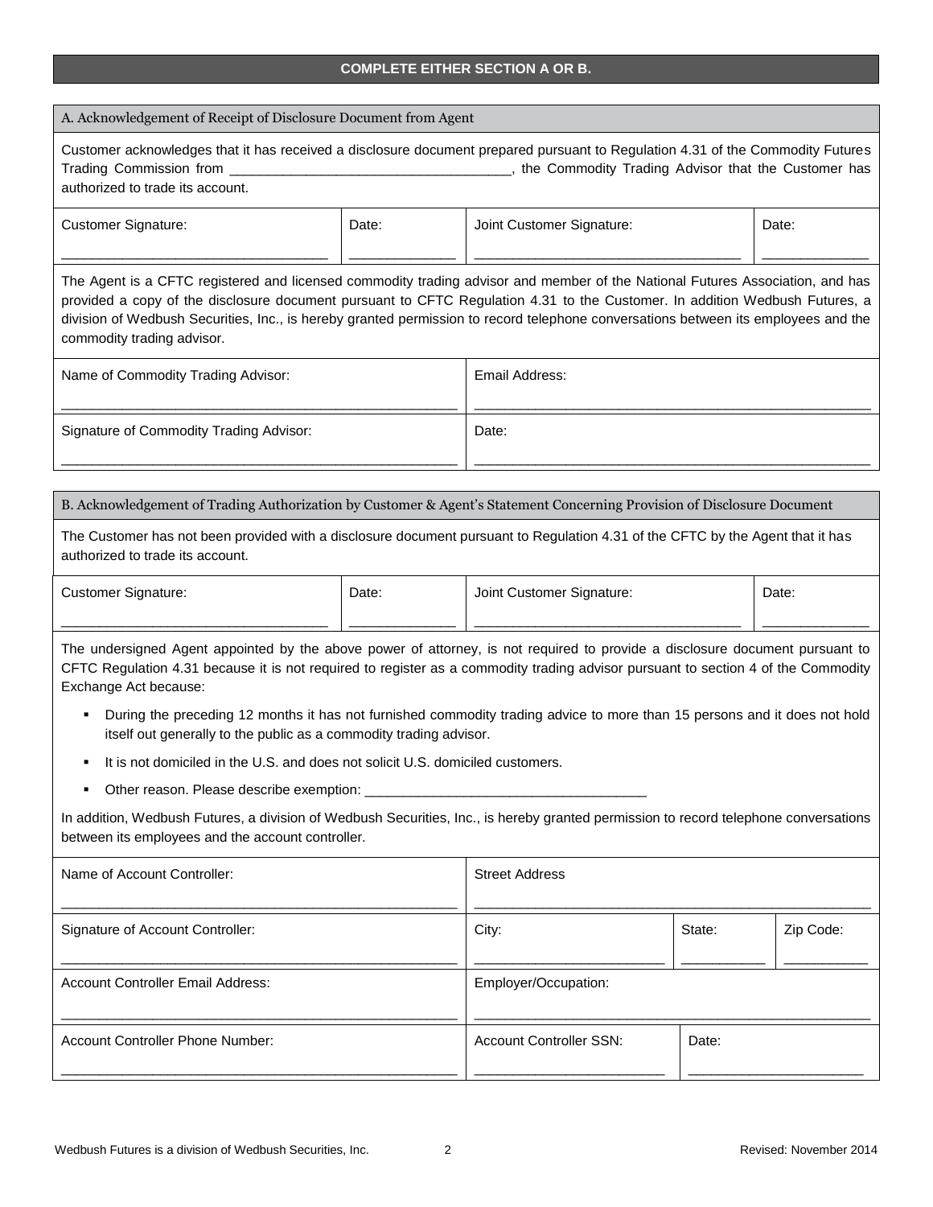**COMPLETE EITHER SECTION A OR B.**

## A. Acknowledgement of Receipt of Disclosure Document from Agent

Customer acknowledges that it has received a disclosure document prepared pursuant to Regulation 4.31 of the Commodity Futures Trading Commission from ___________________________________, the Commodity Trading Advisor that the Customer has authorized to trade its account.

| Customer Signature: | Date: | Joint Customer Signature: | Date: |
|---|---|---|---|
| _________________________________ | _____________ | _________________________________ | _____________ |

The Agent is a CFTC registered and licensed commodity trading advisor and member of the National Futures Association, and has provided a copy of the disclosure document pursuant to CFTC Regulation 4.31 to the Customer. In addition Wedbush Futures, a division of Wedbush Securities, Inc., is hereby granted permission to record telephone conversations between its employees and the commodity trading advisor.

| Name of Commodity Trading Advisor: | Email Address: |
|---|---|
| _________________________________________________ | _________________________________________________ |
| Signature of Commodity Trading Advisor: | Date: |
| _________________________________________________ | _________________________________________________ |

## B. Acknowledgement of Trading Authorization by Customer & Agent's Statement Concerning Provision of Disclosure Document

The Customer has not been provided with a disclosure document pursuant to Regulation 4.31 of the CFTC by the Agent that it has authorized to trade its account.

| Customer Signature: | Date: | Joint Customer Signature: | Date: |
|---|---|---|---|
| _________________________________ | _____________ | _________________________________ | _____________ |

The undersigned Agent appointed by the above power of attorney, is not required to provide a disclosure document pursuant to CFTC Regulation 4.31 because it is not required to register as a commodity trading advisor pursuant to section 4 of the Commodity Exchange Act because:

- During the preceding 12 months it has not furnished commodity trading advice to more than 15 persons and it does not hold itself out generally to the public as a commodity trading advisor.
- It is not domiciled in the U.S. and does not solicit U.S. domiciled customers.
- Other reason. Please describe exemption: ___________________________________

In addition, Wedbush Futures, a division of Wedbush Securities, Inc., is hereby granted permission to record telephone conversations between its employees and the account controller.

| Name of Account Controller: | Street Address | | |
|---|---|---|---|
| _________________________________________________ | _________________________________________________ | | |
| Signature of Account Controller: | City: | State: | Zip Code: |
| _________________________________________________ | _______________________ | __________ | __________ |
| Account Controller Email Address: | Employer/Occupation: | | |
| _________________________________________________ | _________________________________________________ | | |
| Account Controller Phone Number: | Account Controller SSN: | Date: | |
| _________________________________________________ | _______________________ | _____________________ | |

Wedbush Futures is a division of Wedbush Securities, Inc. Revised: November 2014